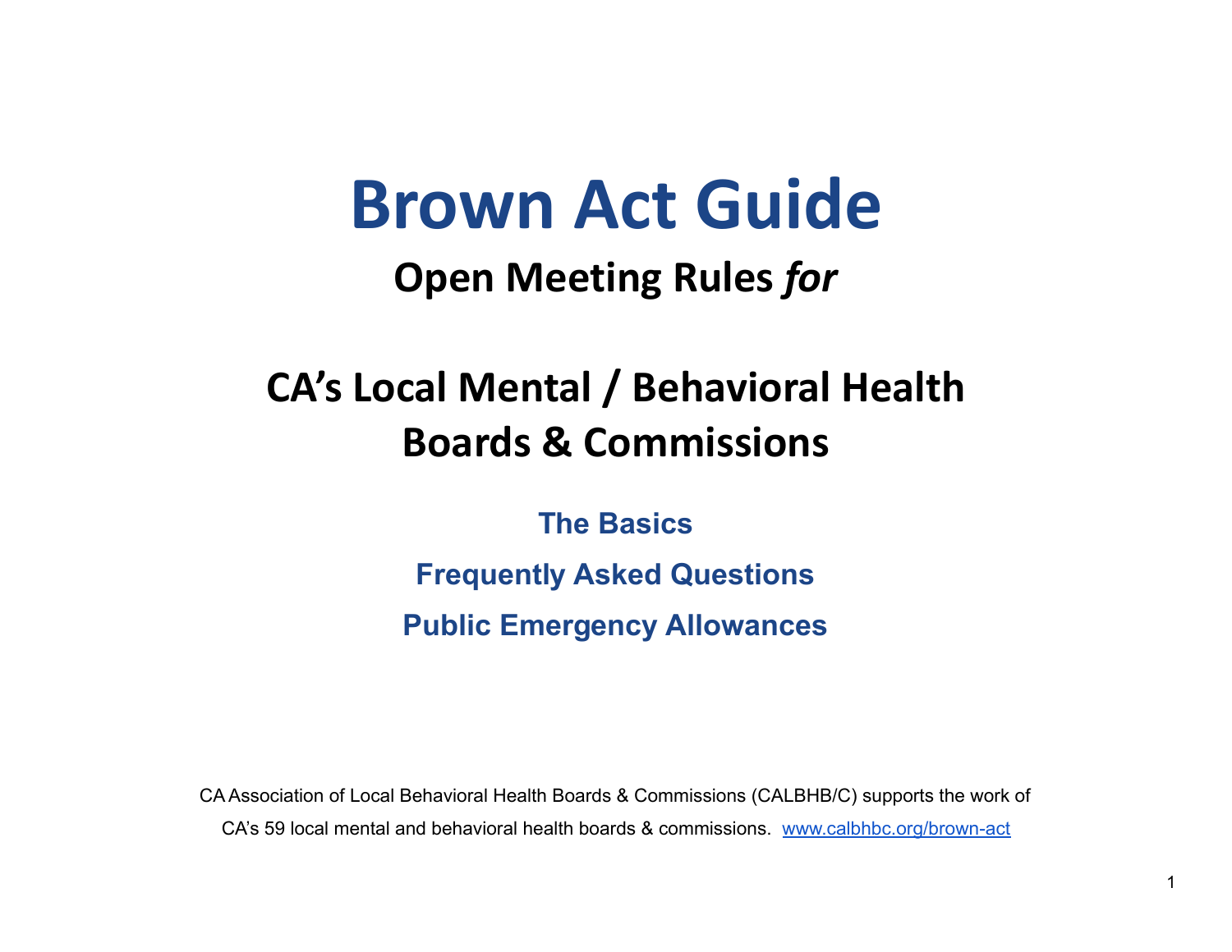# Brown Act Guide

## Open Meeting Rules *for*

## CA's Local Mental / Behavioral Health Boards & Commissions

### The Basics

### Frequently Asked Questions

### Public Emergency Allowances

CA Association of Local Behavioral Health Boards & Commissions (CALBHB/C) supports the work of CA's 59 local mental and behavioral health boards & commissions. [www.calbhbc.org/brown-act](www.calbhbc.org/brown-act)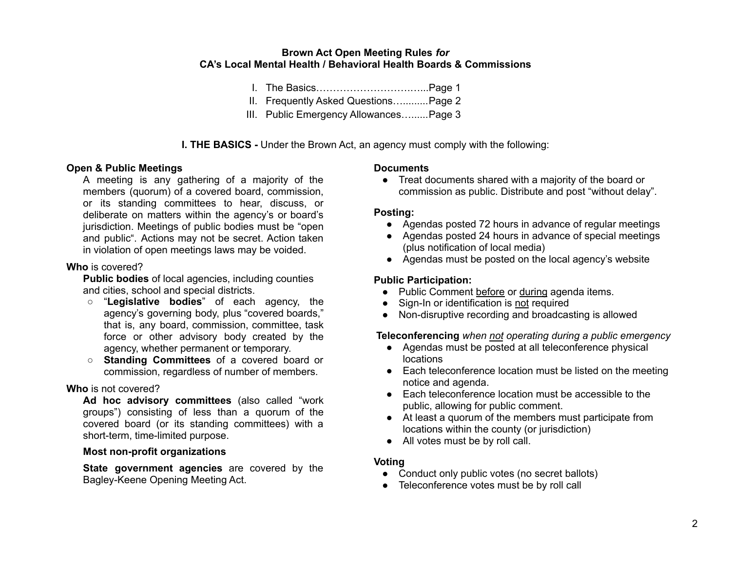# Brown Act Open Meeting Rules *for* CA's Local Mental Health / Behavioral Health Boards & Commissions

I. The Basics……………………………...Page 1
II. Frequently Asked Questions…..........Page 2
III. Public Emergency Allowances….......Page 3

**I. THE BASICS -** Under the Brown Act, an agency must comply with the following:

### Open & Public Meetings

A meeting is any gathering of a majority of the members (quorum) of a covered board, commission, or its standing committees to hear, discuss, or deliberate on matters within the agency's or board's jurisdiction. Meetings of public bodies must be "open and public". Actions may not be secret. Action taken in violation of open meetings laws may be voided.

**Who** is covered?

**Public bodies** of local agencies, including counties and cities, school and special districts.

- "**Legislative bodies**" of each agency, the agency's governing body, plus "covered boards," that is, any board, commission, committee, task force or other advisory body created by the agency, whether permanent or temporary.
- **Standing Committees** of a covered board or commission, regardless of number of members.

**Who** is not covered?

**Ad hoc advisory committees** (also called "work groups") consisting of less than a quorum of the covered board (or its standing committees) with a short-term, time-limited purpose.

**Most non-profit organizations**

**State government agencies** are covered by the Bagley-Keene Opening Meeting Act.

### Documents

- Treat documents shared with a majority of the board or commission as public. Distribute and post "without delay".

### Posting:

- Agendas posted 72 hours in advance of regular meetings
- Agendas posted 24 hours in advance of special meetings (plus notification of local media)
- Agendas must be posted on the local agency's website

### Public Participation:

- Public Comment <u>before</u> or <u>during</u> agenda items.
- Sign-In or identification is <u>not</u> required
- Non-disruptive recording and broadcasting is allowed

### Teleconferencing *when <u>not</u> operating during a public emergency*

- Agendas must be posted at all teleconference physical locations
- Each teleconference location must be listed on the meeting notice and agenda.
- Each teleconference location must be accessible to the public, allowing for public comment.
- At least a quorum of the members must participate from locations within the county (or jurisdiction)
- All votes must be by roll call.

### Voting

- Conduct only public votes (no secret ballots)
- Teleconference votes must be by roll call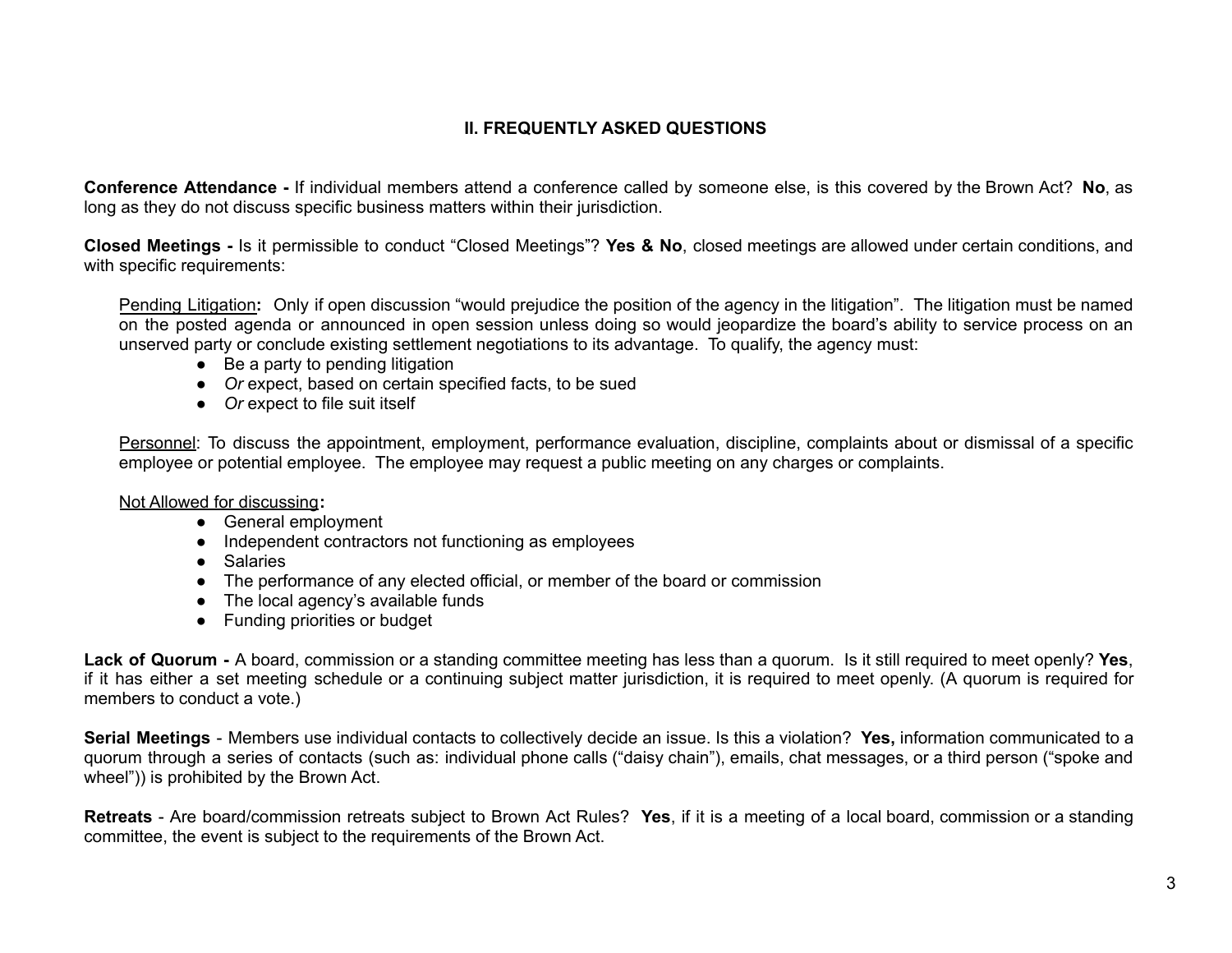## II. FREQUENTLY ASKED QUESTIONS

**Conference Attendance -** If individual members attend a conference called by someone else, is this covered by the Brown Act? **No**, as long as they do not discuss specific business matters within their jurisdiction.

**Closed Meetings -** Is it permissible to conduct "Closed Meetings"? **Yes & No**, closed meetings are allowed under certain conditions, and with specific requirements:

Pending Litigation**:** Only if open discussion "would prejudice the position of the agency in the litigation". The litigation must be named on the posted agenda or announced in open session unless doing so would jeopardize the board's ability to service process on an unserved party or conclude existing settlement negotiations to its advantage. To qualify, the agency must:

- Be a party to pending litigation
- *Or* expect, based on certain specified facts, to be sued
- *Or* expect to file suit itself

Personnel: To discuss the appointment, employment, performance evaluation, discipline, complaints about or dismissal of a specific employee or potential employee. The employee may request a public meeting on any charges or complaints.

Not Allowed for discussing**:**

- General employment
- Independent contractors not functioning as employees
- Salaries
- The performance of any elected official, or member of the board or commission
- The local agency's available funds
- Funding priorities or budget

**Lack of Quorum -** A board, commission or a standing committee meeting has less than a quorum. Is it still required to meet openly? **Yes**, if it has either a set meeting schedule or a continuing subject matter jurisdiction, it is required to meet openly. (A quorum is required for members to conduct a vote.)

**Serial Meetings** - Members use individual contacts to collectively decide an issue. Is this a violation? **Yes,** information communicated to a quorum through a series of contacts (such as: individual phone calls ("daisy chain"), emails, chat messages, or a third person ("spoke and wheel")) is prohibited by the Brown Act.

**Retreats** - Are board/commission retreats subject to Brown Act Rules? **Yes**, if it is a meeting of a local board, commission or a standing committee, the event is subject to the requirements of the Brown Act.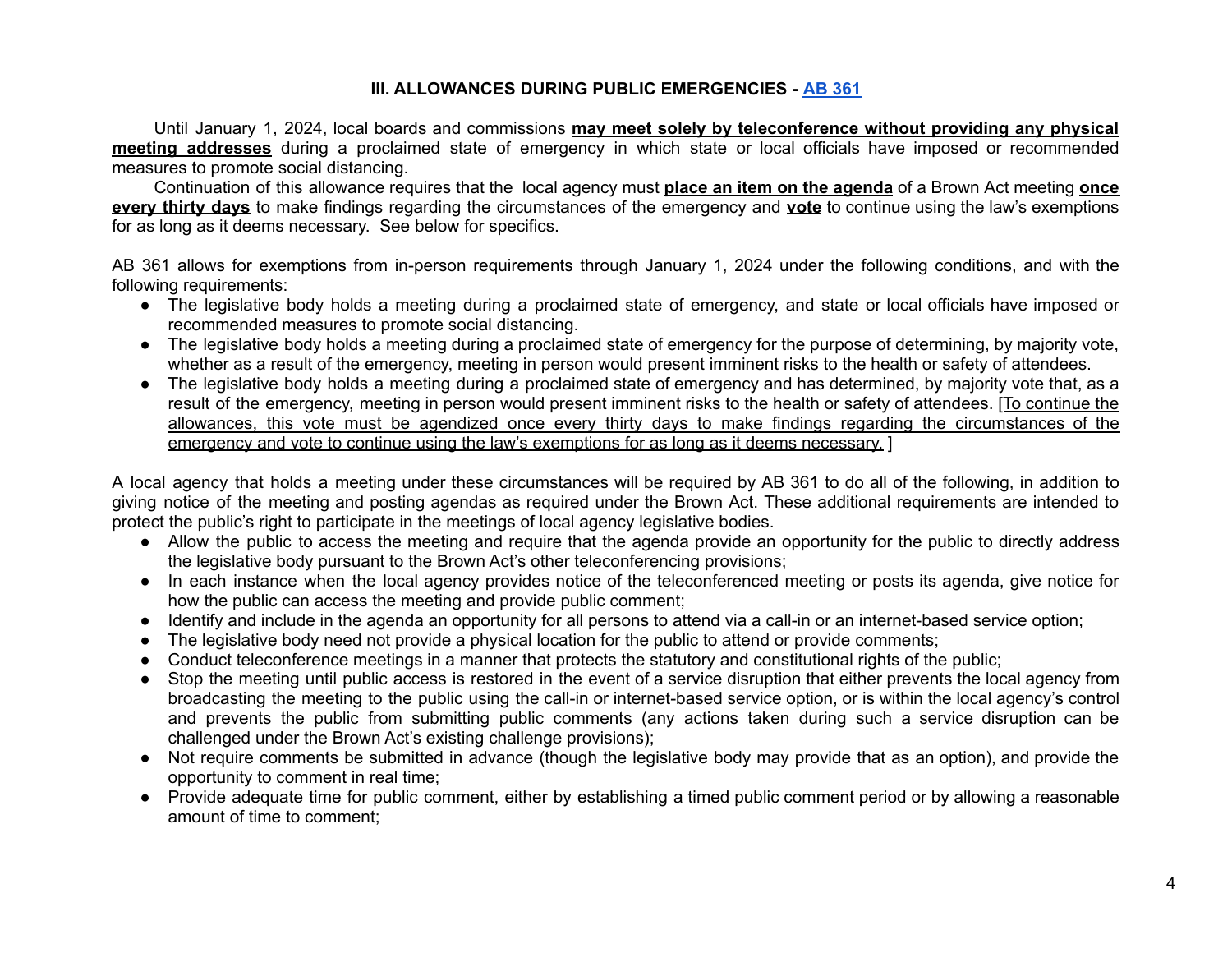### III. ALLOWANCES DURING PUBLIC EMERGENCIES - AB 361

Until January 1, 2024, local boards and commissions **may meet solely by teleconference without providing any physical meeting addresses** during a proclaimed state of emergency in which state or local officials have imposed or recommended measures to promote social distancing.

Continuation of this allowance requires that the local agency must **place an item on the agenda** of a Brown Act meeting **once every thirty days** to make findings regarding the circumstances of the emergency and **vote** to continue using the law's exemptions for as long as it deems necessary. See below for specifics.

AB 361 allows for exemptions from in-person requirements through January 1, 2024 under the following conditions, and with the following requirements:

- The legislative body holds a meeting during a proclaimed state of emergency, and state or local officials have imposed or recommended measures to promote social distancing.
- The legislative body holds a meeting during a proclaimed state of emergency for the purpose of determining, by majority vote, whether as a result of the emergency, meeting in person would present imminent risks to the health or safety of attendees.
- The legislative body holds a meeting during a proclaimed state of emergency and has determined, by majority vote that, as a result of the emergency, meeting in person would present imminent risks to the health or safety of attendees. [To continue the allowances, this vote must be agendized once every thirty days to make findings regarding the circumstances of the emergency and vote to continue using the law's exemptions for as long as it deems necessary. ]

A local agency that holds a meeting under these circumstances will be required by AB 361 to do all of the following, in addition to giving notice of the meeting and posting agendas as required under the Brown Act. These additional requirements are intended to protect the public's right to participate in the meetings of local agency legislative bodies.

- Allow the public to access the meeting and require that the agenda provide an opportunity for the public to directly address the legislative body pursuant to the Brown Act's other teleconferencing provisions;
- In each instance when the local agency provides notice of the teleconferenced meeting or posts its agenda, give notice for how the public can access the meeting and provide public comment;
- Identify and include in the agenda an opportunity for all persons to attend via a call-in or an internet-based service option;
- The legislative body need not provide a physical location for the public to attend or provide comments;
- Conduct teleconference meetings in a manner that protects the statutory and constitutional rights of the public;
- Stop the meeting until public access is restored in the event of a service disruption that either prevents the local agency from broadcasting the meeting to the public using the call-in or internet-based service option, or is within the local agency's control and prevents the public from submitting public comments (any actions taken during such a service disruption can be challenged under the Brown Act's existing challenge provisions);
- Not require comments be submitted in advance (though the legislative body may provide that as an option), and provide the opportunity to comment in real time;
- Provide adequate time for public comment, either by establishing a timed public comment period or by allowing a reasonable amount of time to comment;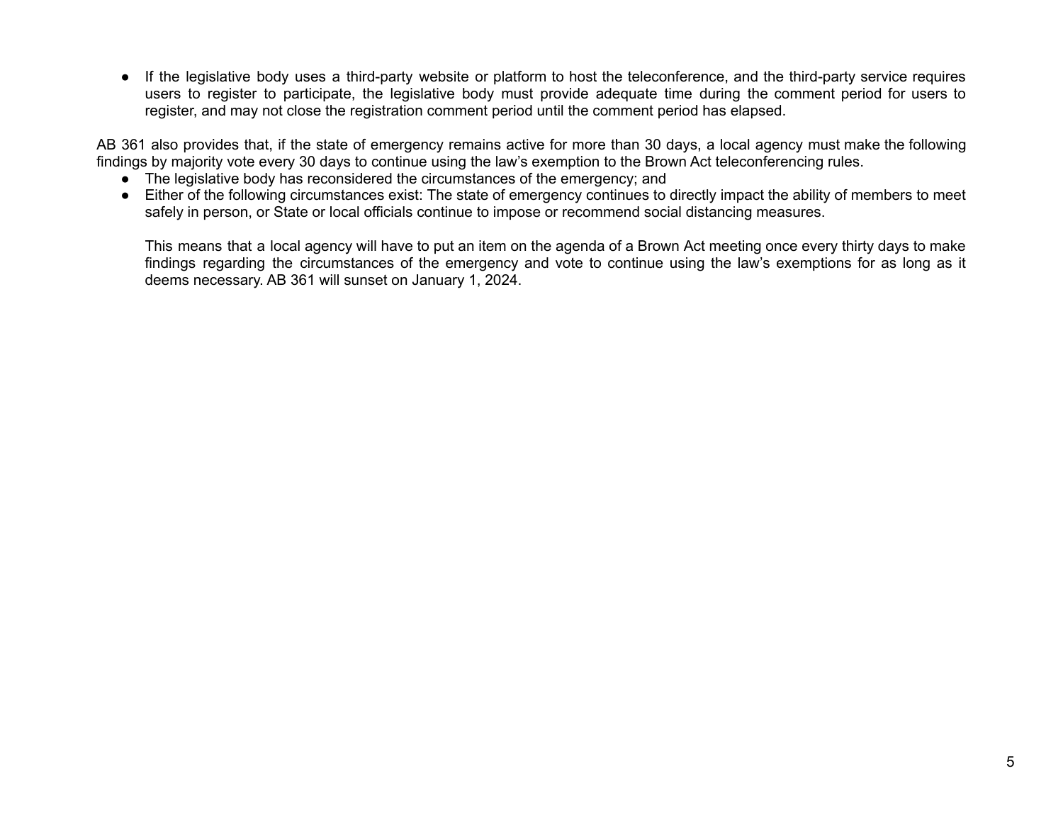- If the legislative body uses a third-party website or platform to host the teleconference, and the third-party service requires users to register to participate, the legislative body must provide adequate time during the comment period for users to register, and may not close the registration comment period until the comment period has elapsed.

AB 361 also provides that, if the state of emergency remains active for more than 30 days, a local agency must make the following findings by majority vote every 30 days to continue using the law's exemption to the Brown Act teleconferencing rules.

- The legislative body has reconsidered the circumstances of the emergency; and
- Either of the following circumstances exist: The state of emergency continues to directly impact the ability of members to meet safely in person, or State or local officials continue to impose or recommend social distancing measures.

  This means that a local agency will have to put an item on the agenda of a Brown Act meeting once every thirty days to make findings regarding the circumstances of the emergency and vote to continue using the law's exemptions for as long as it deems necessary. AB 361 will sunset on January 1, 2024.